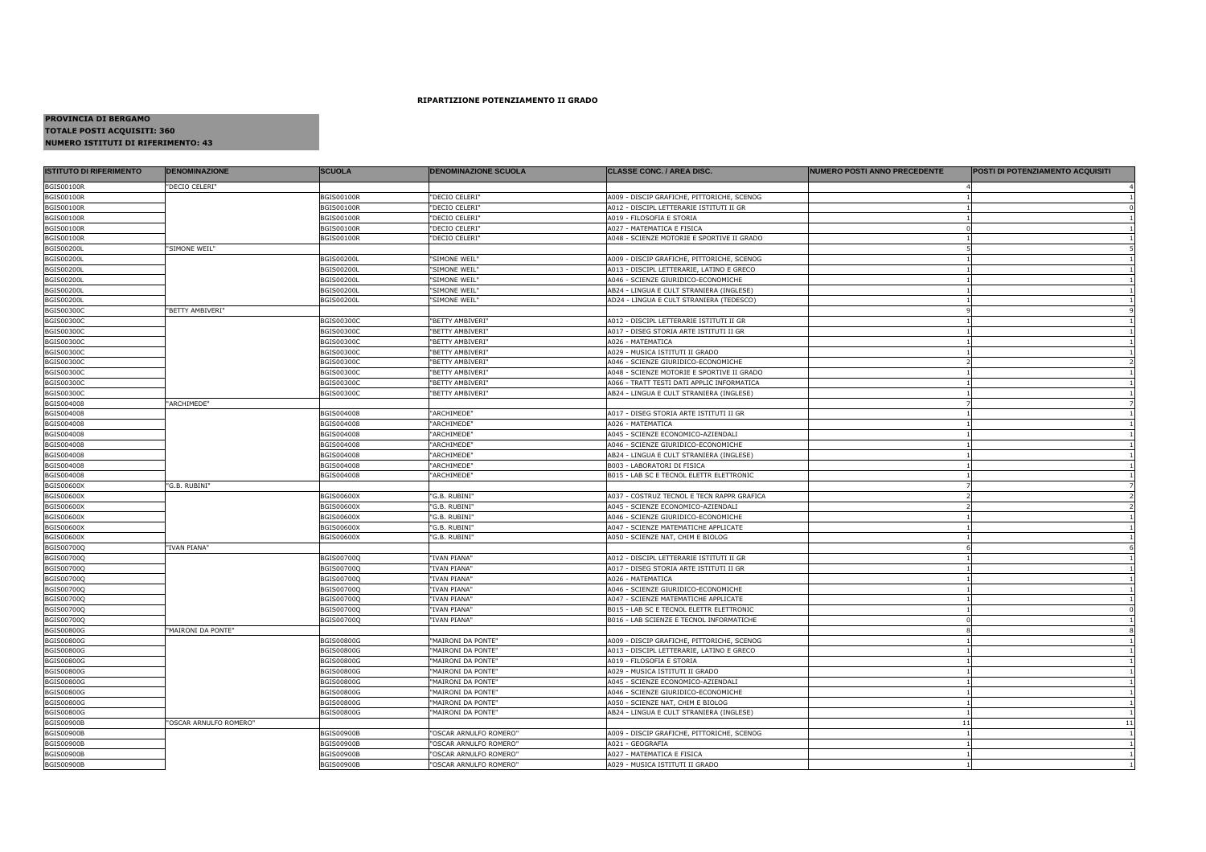**RIPARTIZIONE POTENZIAMENTO II GRADO**

**PROVINCIA DI BERGAMO**
**TOTALE POSTI ACQUISITI: 360**
**NUMERO ISTITUTI DI RIFERIMENTO: 43**

| ISTITUTO DI RIFERIMENTO | DENOMINAZIONE | SCUOLA | DENOMINAZIONE SCUOLA | CLASSE CONC. / AREA DISC. | NUMERO POSTI ANNO PRECEDENTE | POSTI DI POTENZIAMENTO ACQUISITI |
|---|---|---|---|---|---|---|
| BGIS00100R | "DECIO CELERI" | | | | 4 | 4 |
| BGIS00100R | | BGIS00100R | "DECIO CELERI" | A009 - DISCIP GRAFICHE, PITTORICHE, SCENOG | 1 | 1 |
| BGIS00100R | | BGIS00100R | "DECIO CELERI" | A012 - DISCIPL LETTERARIE ISTITUTI II GR | 1 | 0 |
| BGIS00100R | | BGIS00100R | "DECIO CELERI" | A019 - FILOSOFIA E STORIA | 1 | 1 |
| BGIS00100R | | BGIS00100R | "DECIO CELERI" | A027 - MATEMATICA E FISICA | 0 | 1 |
| BGIS00100R | | BGIS00100R | "DECIO CELERI" | A048 - SCIENZE MOTORIE E SPORTIVE II GRADO | 1 | 1 |
| BGIS00200L | "SIMONE WEIL" | | | | 5 | 5 |
| BGIS00200L | | BGIS00200L | "SIMONE WEIL" | A009 - DISCIP GRAFICHE, PITTORICHE, SCENOG | 1 | 1 |
| BGIS00200L | | BGIS00200L | "SIMONE WEIL" | A013 - DISCIPL LETTERARIE, LATINO E GRECO | 1 | 1 |
| BGIS00200L | | BGIS00200L | "SIMONE WEIL" | A046 - SCIENZE GIURIDICO-ECONOMICHE | 1 | 1 |
| BGIS00200L | | BGIS00200L | "SIMONE WEIL" | AB24 - LINGUA E CULT STRANIERA (INGLESE) | 1 | 1 |
| BGIS00200L | | BGIS00200L | "SIMONE WEIL" | AD24 - LINGUA E CULT STRANIERA (TEDESCO) | 1 | 1 |
| BGIS00300C | "BETTY AMBIVERI" | | | | 9 | 9 |
| BGIS00300C | | BGIS00300C | "BETTY AMBIVERI" | A012 - DISCIPL LETTERARIE ISTITUTI II GR | 1 | 1 |
| BGIS00300C | | BGIS00300C | "BETTY AMBIVERI" | A017 - DISEG STORIA ARTE ISTITUTI II GR | 1 | 1 |
| BGIS00300C | | BGIS00300C | "BETTY AMBIVERI" | A026 - MATEMATICA | 1 | 1 |
| BGIS00300C | | BGIS00300C | "BETTY AMBIVERI" | A029 - MUSICA ISTITUTI II GRADO | 1 | 1 |
| BGIS00300C | | BGIS00300C | "BETTY AMBIVERI" | A046 - SCIENZE GIURIDICO-ECONOMICHE | 2 | 2 |
| BGIS00300C | | BGIS00300C | "BETTY AMBIVERI" | A048 - SCIENZE MOTORIE E SPORTIVE II GRADO | 1 | 1 |
| BGIS00300C | | BGIS00300C | "BETTY AMBIVERI" | A066 - TRATT TESTI DATI APPLIC INFORMATICA | 1 | 1 |
| BGIS00300C | | BGIS00300C | "BETTY AMBIVERI" | AB24 - LINGUA E CULT STRANIERA (INGLESE) | 1 | 1 |
| BGIS004008 | "ARCHIMEDE" | | | | 7 | 7 |
| BGIS004008 | | BGIS004008 | "ARCHIMEDE" | A017 - DISEG STORIA ARTE ISTITUTI II GR | 1 | 1 |
| BGIS004008 | | BGIS004008 | "ARCHIMEDE" | A026 - MATEMATICA | 1 | 1 |
| BGIS004008 | | BGIS004008 | "ARCHIMEDE" | A045 - SCIENZE ECONOMICO-AZIENDALI | 1 | 1 |
| BGIS004008 | | BGIS004008 | "ARCHIMEDE" | A046 - SCIENZE GIURIDICO-ECONOMICHE | 1 | 1 |
| BGIS004008 | | BGIS004008 | "ARCHIMEDE" | AB24 - LINGUA E CULT STRANIERA (INGLESE) | 1 | 1 |
| BGIS004008 | | BGIS004008 | "ARCHIMEDE" | B003 - LABORATORI DI FISICA | 1 | 1 |
| BGIS004008 | | BGIS004008 | "ARCHIMEDE" | B015 - LAB SC E TECNOL ELETTR ELETTRONIC | 1 | 1 |
| BGIS00600X | "G.B. RUBINI" | | | | 7 | 7 |
| BGIS00600X | | BGIS00600X | "G.B. RUBINI" | A037 - COSTRUZ TECNOL E TECN RAPPR GRAFICA | 2 | 2 |
| BGIS00600X | | BGIS00600X | "G.B. RUBINI" | A045 - SCIENZE ECONOMICO-AZIENDALI | 2 | 2 |
| BGIS00600X | | BGIS00600X | "G.B. RUBINI" | A046 - SCIENZE GIURIDICO-ECONOMICHE | 1 | 1 |
| BGIS00600X | | BGIS00600X | "G.B. RUBINI" | A047 - SCIENZE MATEMATICHE APPLICATE | 1 | 1 |
| BGIS00600X | | BGIS00600X | "G.B. RUBINI" | A050 - SCIENZE NAT, CHIM E BIOLOG | 1 | 1 |
| BGIS00700Q | "IVAN PIANA" | | | | 6 | 6 |
| BGIS00700Q | | BGIS00700Q | "IVAN PIANA" | A012 - DISCIPL LETTERARIE ISTITUTI II GR | 1 | 1 |
| BGIS00700Q | | BGIS00700Q | "IVAN PIANA" | A017 - DISEG STORIA ARTE ISTITUTI II GR | 1 | 1 |
| BGIS00700Q | | BGIS00700Q | "IVAN PIANA" | A026 - MATEMATICA | 1 | 1 |
| BGIS00700Q | | BGIS00700Q | "IVAN PIANA" | A046 - SCIENZE GIURIDICO-ECONOMICHE | 1 | 1 |
| BGIS00700Q | | BGIS00700Q | "IVAN PIANA" | A047 - SCIENZE MATEMATICHE APPLICATE | 1 | 1 |
| BGIS00700Q | | BGIS00700Q | "IVAN PIANA" | B015 - LAB SC E TECNOL ELETTR ELETTRONIC | 1 | 0 |
| BGIS00700Q | | BGIS00700Q | "IVAN PIANA" | B016 - LAB SCIENZE E TECNOL INFORMATICHE | 0 | 1 |
| BGIS00800G | "MAIRONI DA PONTE" | | | | 8 | 8 |
| BGIS00800G | | BGIS00800G | "MAIRONI DA PONTE" | A009 - DISCIP GRAFICHE, PITTORICHE, SCENOG | 1 | 1 |
| BGIS00800G | | BGIS00800G | "MAIRONI DA PONTE" | A013 - DISCIPL LETTERARIE, LATINO E GRECO | 1 | 1 |
| BGIS00800G | | BGIS00800G | "MAIRONI DA PONTE" | A019 - FILOSOFIA E STORIA | 1 | 1 |
| BGIS00800G | | BGIS00800G | "MAIRONI DA PONTE" | A029 - MUSICA ISTITUTI II GRADO | 1 | 1 |
| BGIS00800G | | BGIS00800G | "MAIRONI DA PONTE" | A045 - SCIENZE ECONOMICO-AZIENDALI | 1 | 1 |
| BGIS00800G | | BGIS00800G | "MAIRONI DA PONTE" | A046 - SCIENZE GIURIDICO-ECONOMICHE | 1 | 1 |
| BGIS00800G | | BGIS00800G | "MAIRONI DA PONTE" | A050 - SCIENZE NAT, CHIM E BIOLOG | 1 | 1 |
| BGIS00800G | | BGIS00800G | "MAIRONI DA PONTE" | AB24 - LINGUA E CULT STRANIERA (INGLESE) | 1 | 1 |
| BGIS00900B | "OSCAR ARNULFO ROMERO" | | | | 11 | 11 |
| BGIS00900B | | BGIS00900B | "OSCAR ARNULFO ROMERO" | A009 - DISCIP GRAFICHE, PITTORICHE, SCENOG | 1 | 1 |
| BGIS00900B | | BGIS00900B | "OSCAR ARNULFO ROMERO" | A021 - GEOGRAFIA | 1 | 1 |
| BGIS00900B | | BGIS00900B | "OSCAR ARNULFO ROMERO" | A027 - MATEMATICA E FISICA | 1 | 1 |
| BGIS00900B | | BGIS00900B | "OSCAR ARNULFO ROMERO" | A029 - MUSICA ISTITUTI II GRADO | 1 | 1 |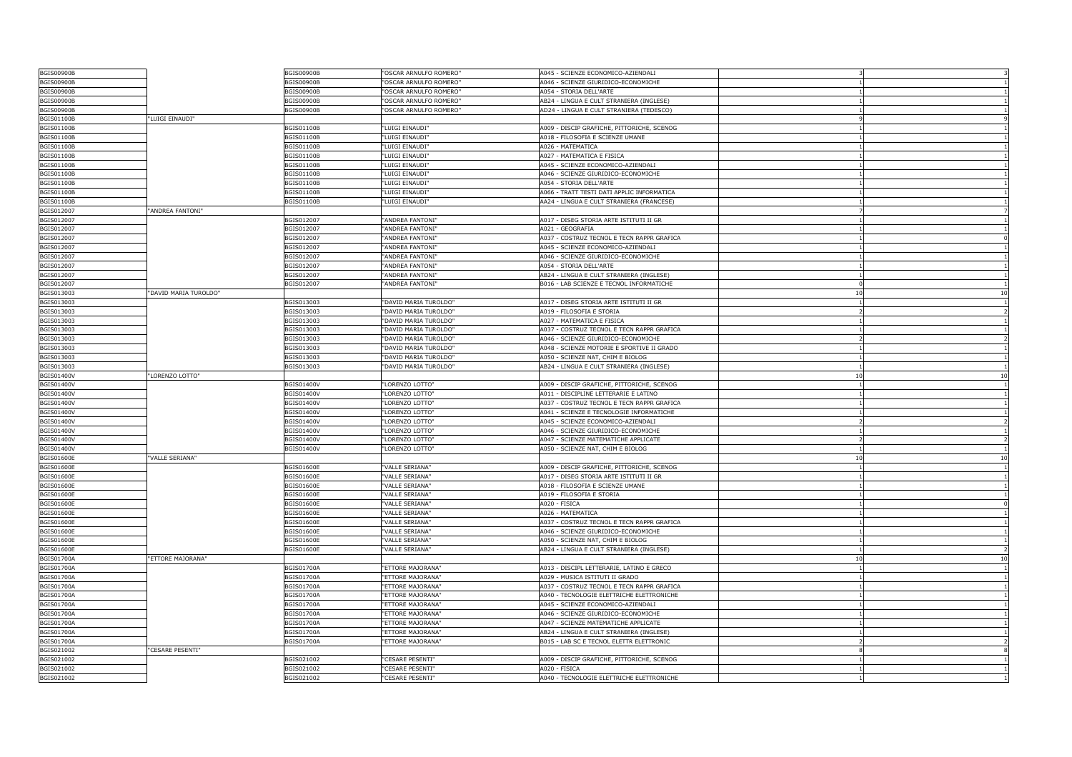| | | | | | | |
|---|---|---|---|---|---|---|
| BGIS00900B | | BGIS00900B | "OSCAR ARNULFO ROMERO" | A045 - SCIENZE ECONOMICO-AZIENDALI | 3 | 3 |
| BGIS00900B | | BGIS00900B | "OSCAR ARNULFO ROMERO" | A046 - SCIENZE GIURIDICO-ECONOMICHE | 1 | 1 |
| BGIS00900B | | BGIS00900B | "OSCAR ARNULFO ROMERO" | A054 - STORIA DELL'ARTE | 1 | 1 |
| BGIS00900B | | BGIS00900B | "OSCAR ARNULFO ROMERO" | AB24 - LINGUA E CULT STRANIERA (INGLESE) | 1 | 1 |
| BGIS00900B | | BGIS00900B | "OSCAR ARNULFO ROMERO" | AD24 - LINGUA E CULT STRANIERA (TEDESCO) | 1 | 1 |
| BGIS01100B | "LUIGI EINAUDI" | | | | 9 | 9 |
| BGIS01100B | | BGIS01100B | "LUIGI EINAUDI" | A009 - DISCIP GRAFICHE, PITTORICHE, SCENOG | 1 | 1 |
| BGIS01100B | | BGIS01100B | "LUIGI EINAUDI" | A018 - FILOSOFIA E SCIENZE UMANE | 1 | 1 |
| BGIS01100B | | BGIS01100B | "LUIGI EINAUDI" | A026 - MATEMATICA | 1 | 1 |
| BGIS01100B | | BGIS01100B | "LUIGI EINAUDI" | A027 - MATEMATICA E FISICA | 1 | 1 |
| BGIS01100B | | BGIS01100B | "LUIGI EINAUDI" | A045 - SCIENZE ECONOMICO-AZIENDALI | 1 | 1 |
| BGIS01100B | | BGIS01100B | "LUIGI EINAUDI" | A046 - SCIENZE GIURIDICO-ECONOMICHE | 1 | 1 |
| BGIS01100B | | BGIS01100B | "LUIGI EINAUDI" | A054 - STORIA DELL'ARTE | 1 | 1 |
| BGIS01100B | | BGIS01100B | "LUIGI EINAUDI" | A066 - TRATT TESTI DATI APPLIC INFORMATICA | 1 | 1 |
| BGIS01100B | | BGIS01100B | "LUIGI EINAUDI" | AA24 - LINGUA E CULT STRANIERA (FRANCESE) | 1 | 1 |
| BGIS012007 | "ANDREA FANTONI" | | | | 7 | 7 |
| BGIS012007 | | BGIS012007 | "ANDREA FANTONI" | A017 - DISEG STORIA ARTE ISTITUTI II GR | 1 | 1 |
| BGIS012007 | | BGIS012007 | "ANDREA FANTONI" | A021 - GEOGRAFIA | 1 | 1 |
| BGIS012007 | | BGIS012007 | "ANDREA FANTONI" | A037 - COSTRUZ TECNOL E TECN RAPPR GRAFICA | 1 | 0 |
| BGIS012007 | | BGIS012007 | "ANDREA FANTONI" | A045 - SCIENZE ECONOMICO-AZIENDALI | 1 | 1 |
| BGIS012007 | | BGIS012007 | "ANDREA FANTONI" | A046 - SCIENZE GIURIDICO-ECONOMICHE | 1 | 1 |
| BGIS012007 | | BGIS012007 | "ANDREA FANTONI" | A054 - STORIA DELL'ARTE | 1 | 1 |
| BGIS012007 | | BGIS012007 | "ANDREA FANTONI" | AB24 - LINGUA E CULT STRANIERA (INGLESE) | 1 | 1 |
| BGIS012007 | | BGIS012007 | "ANDREA FANTONI" | B016 - LAB SCIENZE E TECNOL INFORMATICHE | 0 | 1 |
| BGIS013003 | "DAVID MARIA TUROLDO" | | | | 10 | 10 |
| BGIS013003 | | BGIS013003 | "DAVID MARIA TUROLDO" | A017 - DISEG STORIA ARTE ISTITUTI II GR | 1 | 1 |
| BGIS013003 | | BGIS013003 | "DAVID MARIA TUROLDO" | A019 - FILOSOFIA E STORIA | 2 | 2 |
| BGIS013003 | | BGIS013003 | "DAVID MARIA TUROLDO" | A027 - MATEMATICA E FISICA | 1 | 1 |
| BGIS013003 | | BGIS013003 | "DAVID MARIA TUROLDO" | A037 - COSTRUZ TECNOL E TECN RAPPR GRAFICA | 1 | 1 |
| BGIS013003 | | BGIS013003 | "DAVID MARIA TUROLDO" | A046 - SCIENZE GIURIDICO-ECONOMICHE | 2 | 2 |
| BGIS013003 | | BGIS013003 | "DAVID MARIA TUROLDO" | A048 - SCIENZE MOTORIE E SPORTIVE II GRADO | 1 | 1 |
| BGIS013003 | | BGIS013003 | "DAVID MARIA TUROLDO" | A050 - SCIENZE NAT, CHIM E BIOLOG | 1 | 1 |
| BGIS013003 | | BGIS013003 | "DAVID MARIA TUROLDO" | AB24 - LINGUA E CULT STRANIERA (INGLESE) | 1 | 1 |
| BGIS01400V | "LORENZO LOTTO" | | | | 10 | 10 |
| BGIS01400V | | BGIS01400V | "LORENZO LOTTO" | A009 - DISCIP GRAFICHE, PITTORICHE, SCENOG | 1 | 1 |
| BGIS01400V | | BGIS01400V | "LORENZO LOTTO" | A011 - DISCIPLINE LETTERARIE E LATINO | 1 | 1 |
| BGIS01400V | | BGIS01400V | "LORENZO LOTTO" | A037 - COSTRUZ TECNOL E TECN RAPPR GRAFICA | 1 | 1 |
| BGIS01400V | | BGIS01400V | "LORENZO LOTTO" | A041 - SCIENZE E TECNOLOGIE INFORMATICHE | 1 | 1 |
| BGIS01400V | | BGIS01400V | "LORENZO LOTTO" | A045 - SCIENZE ECONOMICO-AZIENDALI | 2 | 2 |
| BGIS01400V | | BGIS01400V | "LORENZO LOTTO" | A046 - SCIENZE GIURIDICO-ECONOMICHE | 1 | 1 |
| BGIS01400V | | BGIS01400V | "LORENZO LOTTO" | A047 - SCIENZE MATEMATICHE APPLICATE | 2 | 2 |
| BGIS01400V | | BGIS01400V | "LORENZO LOTTO" | A050 - SCIENZE NAT, CHIM E BIOLOG | 1 | 1 |
| BGIS01600E | "VALLE SERIANA" | | | | 10 | 10 |
| BGIS01600E | | BGIS01600E | "VALLE SERIANA" | A009 - DISCIP GRAFICHE, PITTORICHE, SCENOG | 1 | 1 |
| BGIS01600E | | BGIS01600E | "VALLE SERIANA" | A017 - DISEG STORIA ARTE ISTITUTI II GR | 1 | 1 |
| BGIS01600E | | BGIS01600E | "VALLE SERIANA" | A018 - FILOSOFIA E SCIENZE UMANE | 1 | 1 |
| BGIS01600E | | BGIS01600E | "VALLE SERIANA" | A019 - FILOSOFIA E STORIA | 1 | 1 |
| BGIS01600E | | BGIS01600E | "VALLE SERIANA" | A020 - FISICA | 1 | 0 |
| BGIS01600E | | BGIS01600E | "VALLE SERIANA" | A026 - MATEMATICA | 1 | 1 |
| BGIS01600E | | BGIS01600E | "VALLE SERIANA" | A037 - COSTRUZ TECNOL E TECN RAPPR GRAFICA | 1 | 1 |
| BGIS01600E | | BGIS01600E | "VALLE SERIANA" | A046 - SCIENZE GIURIDICO-ECONOMICHE | 1 | 1 |
| BGIS01600E | | BGIS01600E | "VALLE SERIANA" | A050 - SCIENZE NAT, CHIM E BIOLOG | 1 | 1 |
| BGIS01600E | | BGIS01600E | "VALLE SERIANA" | AB24 - LINGUA E CULT STRANIERA (INGLESE) | 1 | 2 |
| BGIS01700A | "ETTORE MAJORANA" | | | | 10 | 10 |
| BGIS01700A | | BGIS01700A | "ETTORE MAJORANA" | A013 - DISCIPL LETTERARIE, LATINO E GRECO | 1 | 1 |
| BGIS01700A | | BGIS01700A | "ETTORE MAJORANA" | A029 - MUSICA ISTITUTI II GRADO | 1 | 1 |
| BGIS01700A | | BGIS01700A | "ETTORE MAJORANA" | A037 - COSTRUZ TECNOL E TECN RAPPR GRAFICA | 1 | 1 |
| BGIS01700A | | BGIS01700A | "ETTORE MAJORANA" | A040 - TECNOLOGIE ELETTRICHE ELETTRONICHE | 1 | 1 |
| BGIS01700A | | BGIS01700A | "ETTORE MAJORANA" | A045 - SCIENZE ECONOMICO-AZIENDALI | 1 | 1 |
| BGIS01700A | | BGIS01700A | "ETTORE MAJORANA" | A046 - SCIENZE GIURIDICO-ECONOMICHE | 1 | 1 |
| BGIS01700A | | BGIS01700A | "ETTORE MAJORANA" | A047 - SCIENZE MATEMATICHE APPLICATE | 1 | 1 |
| BGIS01700A | | BGIS01700A | "ETTORE MAJORANA" | AB24 - LINGUA E CULT STRANIERA (INGLESE) | 1 | 1 |
| BGIS01700A | | BGIS01700A | "ETTORE MAJORANA" | B015 - LAB SC E TECNOL ELETTR ELETTRONIC | 2 | 2 |
| BGIS021002 | "CESARE PESENTI" | | | | 8 | 8 |
| BGIS021002 | | BGIS021002 | "CESARE PESENTI" | A009 - DISCIP GRAFICHE, PITTORICHE, SCENOG | 1 | 1 |
| BGIS021002 | | BGIS021002 | "CESARE PESENTI" | A020 - FISICA | 1 | 1 |
| BGIS021002 | | BGIS021002 | "CESARE PESENTI" | A040 - TECNOLOGIE ELETTRICHE ELETTRONICHE | 1 | 1 |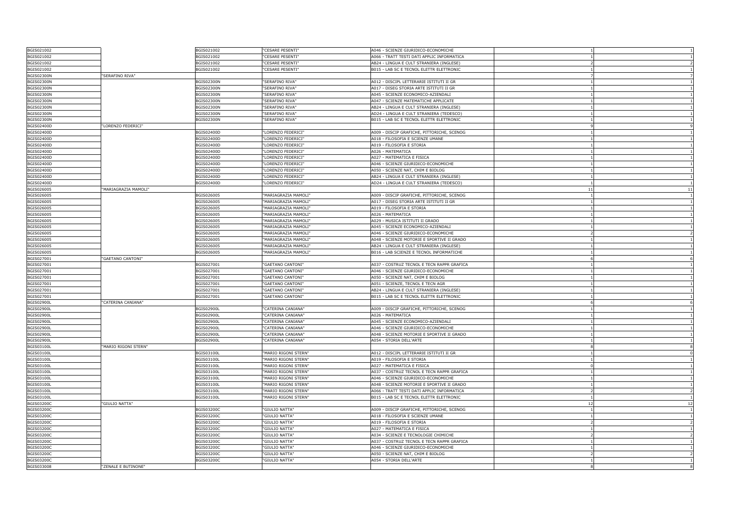| | | | | | | |
|---|---|---|---|---|---|---|
| BGIS021002 | | BGIS021002 | "CESARE PESENTI" | A046 - SCIENZE GIURIDICO-ECONOMICHE | 1 | 1 |
| BGIS021002 | | BGIS021002 | "CESARE PESENTI" | A066 - TRATT TESTI DATI APPLIC INFORMATICA | 1 | 1 |
| BGIS021002 | | BGIS021002 | "CESARE PESENTI" | AB24 - LINGUA E CULT STRANIERA (INGLESE) | 2 | 2 |
| BGIS021002 | | BGIS021002 | "CESARE PESENTI" | B015 - LAB SC E TECNOL ELETTR ELETTRONIC | 1 | 1 |
| BGIS02300N | "SERAFINO RIVA" | | | | 7 | 7 |
| BGIS02300N | | BGIS02300N | "SERAFINO RIVA" | A012 - DISCIPL LETTERARIE ISTITUTI II GR | 1 | 1 |
| BGIS02300N | | BGIS02300N | "SERAFINO RIVA" | A017 - DISEG STORIA ARTE ISTITUTI II GR | 1 | 1 |
| BGIS02300N | | BGIS02300N | "SERAFINO RIVA" | A045 - SCIENZE ECONOMICO-AZIENDALI | 1 | 1 |
| BGIS02300N | | BGIS02300N | "SERAFINO RIVA" | A047 - SCIENZE MATEMATICHE APPLICATE | 1 | 1 |
| BGIS02300N | | BGIS02300N | "SERAFINO RIVA" | AB24 - LINGUA E CULT STRANIERA (INGLESE) | 1 | 1 |
| BGIS02300N | | BGIS02300N | "SERAFINO RIVA" | AD24 - LINGUA E CULT STRANIERA (TEDESCO) | 1 | 1 |
| BGIS02300N | | BGIS02300N | "SERAFINO RIVA" | B015 - LAB SC E TECNOL ELETTR ELETTRONIC | 1 | 1 |
| BGIS02400D | "LORENZO FEDERICI" | | | | 9 | 9 |
| BGIS02400D | | BGIS02400D | "LORENZO FEDERICI" | A009 - DISCIP GRAFICHE, PITTORICHE, SCENOG | 1 | 1 |
| BGIS02400D | | BGIS02400D | "LORENZO FEDERICI" | A018 - FILOSOFIA E SCIENZE UMANE | 1 | 1 |
| BGIS02400D | | BGIS02400D | "LORENZO FEDERICI" | A019 - FILOSOFIA E STORIA | 1 | 1 |
| BGIS02400D | | BGIS02400D | "LORENZO FEDERICI" | A026 - MATEMATICA | 1 | 1 |
| BGIS02400D | | BGIS02400D | "LORENZO FEDERICI" | A027 - MATEMATICA E FISICA | 1 | 1 |
| BGIS02400D | | BGIS02400D | "LORENZO FEDERICI" | A046 - SCIENZE GIURIDICO-ECONOMICHE | 1 | 1 |
| BGIS02400D | | BGIS02400D | "LORENZO FEDERICI" | A050 - SCIENZE NAT, CHIM E BIOLOG | 1 | 1 |
| BGIS02400D | | BGIS02400D | "LORENZO FEDERICI" | AB24 - LINGUA E CULT STRANIERA (INGLESE) | 1 | 1 |
| BGIS02400D | | BGIS02400D | "LORENZO FEDERICI" | AD24 - LINGUA E CULT STRANIERA (TEDESCO) | 1 | 1 |
| BGIS026005 | "MARIAGRAZIA MAMOLI" | | | | 11 | 11 |
| BGIS026005 | | BGIS026005 | "MARIAGRAZIA MAMOLI" | A009 - DISCIP GRAFICHE, PITTORICHE, SCENOG | 1 | 1 |
| BGIS026005 | | BGIS026005 | "MARIAGRAZIA MAMOLI" | A017 - DISEG STORIA ARTE ISTITUTI II GR | 1 | 1 |
| BGIS026005 | | BGIS026005 | "MARIAGRAZIA MAMOLI" | A019 - FILOSOFIA E STORIA | 1 | 1 |
| BGIS026005 | | BGIS026005 | "MARIAGRAZIA MAMOLI" | A026 - MATEMATICA | 1 | 1 |
| BGIS026005 | | BGIS026005 | "MARIAGRAZIA MAMOLI" | A029 - MUSICA ISTITUTI II GRADO | 1 | 1 |
| BGIS026005 | | BGIS026005 | "MARIAGRAZIA MAMOLI" | A045 - SCIENZE ECONOMICO-AZIENDALI | 1 | 1 |
| BGIS026005 | | BGIS026005 | "MARIAGRAZIA MAMOLI" | A046 - SCIENZE GIURIDICO-ECONOMICHE | 2 | 2 |
| BGIS026005 | | BGIS026005 | "MARIAGRAZIA MAMOLI" | A048 - SCIENZE MOTORIE E SPORTIVE II GRADO | 1 | 1 |
| BGIS026005 | | BGIS026005 | "MARIAGRAZIA MAMOLI" | AB24 - LINGUA E CULT STRANIERA (INGLESE) | 1 | 1 |
| BGIS026005 | | BGIS026005 | "MARIAGRAZIA MAMOLI" | B016 - LAB SCIENZE E TECNOL INFORMATICHE | 1 | 1 |
| BGIS027001 | "GAETANO CANTONI" | | | | 6 | 6 |
| BGIS027001 | | BGIS027001 | "GAETANO CANTONI" | A037 - COSTRUZ TECNOL E TECN RAPPR GRAFICA | 1 | 1 |
| BGIS027001 | | BGIS027001 | "GAETANO CANTONI" | A046 - SCIENZE GIURIDICO-ECONOMICHE | 1 | 1 |
| BGIS027001 | | BGIS027001 | "GAETANO CANTONI" | A050 - SCIENZE NAT, CHIM E BIOLOG | 1 | 1 |
| BGIS027001 | | BGIS027001 | "GAETANO CANTONI" | A051 - SCIENZE, TECNOL E TECN AGR | 1 | 1 |
| BGIS027001 | | BGIS027001 | "GAETANO CANTONI" | AB24 - LINGUA E CULT STRANIERA (INGLESE) | 1 | 1 |
| BGIS027001 | | BGIS027001 | "GAETANO CANTONI" | B015 - LAB SC E TECNOL ELETTR ELETTRONIC | 1 | 1 |
| BGIS02900L | "CATERINA CANIANA" | | | | 6 | 6 |
| BGIS02900L | | BGIS02900L | "CATERINA CANIANA" | A009 - DISCIP GRAFICHE, PITTORICHE, SCENOG | 1 | 1 |
| BGIS02900L | | BGIS02900L | "CATERINA CANIANA" | A026 - MATEMATICA | 1 | 1 |
| BGIS02900L | | BGIS02900L | "CATERINA CANIANA" | A045 - SCIENZE ECONOMICO-AZIENDALI | 1 | 1 |
| BGIS02900L | | BGIS02900L | "CATERINA CANIANA" | A046 - SCIENZE GIURIDICO-ECONOMICHE | 1 | 1 |
| BGIS02900L | | BGIS02900L | "CATERINA CANIANA" | A048 - SCIENZE MOTORIE E SPORTIVE II GRADO | 1 | 1 |
| BGIS02900L | | BGIS02900L | "CATERINA CANIANA" | A054 - STORIA DELL'ARTE | 1 | 1 |
| BGIS03100L | "MARIO RIGONI STERN" | | | | 8 | 8 |
| BGIS03100L | | BGIS03100L | "MARIO RIGONI STERN" | A012 - DISCIPL LETTERARIE ISTITUTI II GR | 1 | 0 |
| BGIS03100L | | BGIS03100L | "MARIO RIGONI STERN" | A019 - FILOSOFIA E STORIA | 1 | 1 |
| BGIS03100L | | BGIS03100L | "MARIO RIGONI STERN" | A027 - MATEMATICA E FISICA | 0 | 1 |
| BGIS03100L | | BGIS03100L | "MARIO RIGONI STERN" | A037 - COSTRUZ TECNOL E TECN RAPPR GRAFICA | 1 | 1 |
| BGIS03100L | | BGIS03100L | "MARIO RIGONI STERN" | A046 - SCIENZE GIURIDICO-ECONOMICHE | 1 | 1 |
| BGIS03100L | | BGIS03100L | "MARIO RIGONI STERN" | A048 - SCIENZE MOTORIE E SPORTIVE II GRADO | 1 | 1 |
| BGIS03100L | | BGIS03100L | "MARIO RIGONI STERN" | A066 - TRATT TESTI DATI APPLIC INFORMATICA | 2 | 2 |
| BGIS03100L | | BGIS03100L | "MARIO RIGONI STERN" | B015 - LAB SC E TECNOL ELETTR ELETTRONIC | 1 | 1 |
| BGIS03200C | "GIULIO NATTA" | | | | 12 | 12 |
| BGIS03200C | | BGIS03200C | "GIULIO NATTA" | A009 - DISCIP GRAFICHE, PITTORICHE, SCENOG | 1 | 1 |
| BGIS03200C | | BGIS03200C | "GIULIO NATTA" | A018 - FILOSOFIA E SCIENZE UMANE | 1 | 1 |
| BGIS03200C | | BGIS03200C | "GIULIO NATTA" | A019 - FILOSOFIA E STORIA | 2 | 2 |
| BGIS03200C | | BGIS03200C | "GIULIO NATTA" | A027 - MATEMATICA E FISICA | 1 | 1 |
| BGIS03200C | | BGIS03200C | "GIULIO NATTA" | A034 - SCIENZE E TECNOLOGIE CHIMICHE | 2 | 2 |
| BGIS03200C | | BGIS03200C | "GIULIO NATTA" | A037 - COSTRUZ TECNOL E TECN RAPPR GRAFICA | 1 | 1 |
| BGIS03200C | | BGIS03200C | "GIULIO NATTA" | A046 - SCIENZE GIURIDICO-ECONOMICHE | 1 | 1 |
| BGIS03200C | | BGIS03200C | "GIULIO NATTA" | A050 - SCIENZE NAT, CHIM E BIOLOG | 2 | 2 |
| BGIS03200C | | BGIS03200C | "GIULIO NATTA" | A054 - STORIA DELL'ARTE | 1 | 1 |
| BGIS033008 | "ZENALE E BUTINONE" | | | | 8 | 8 |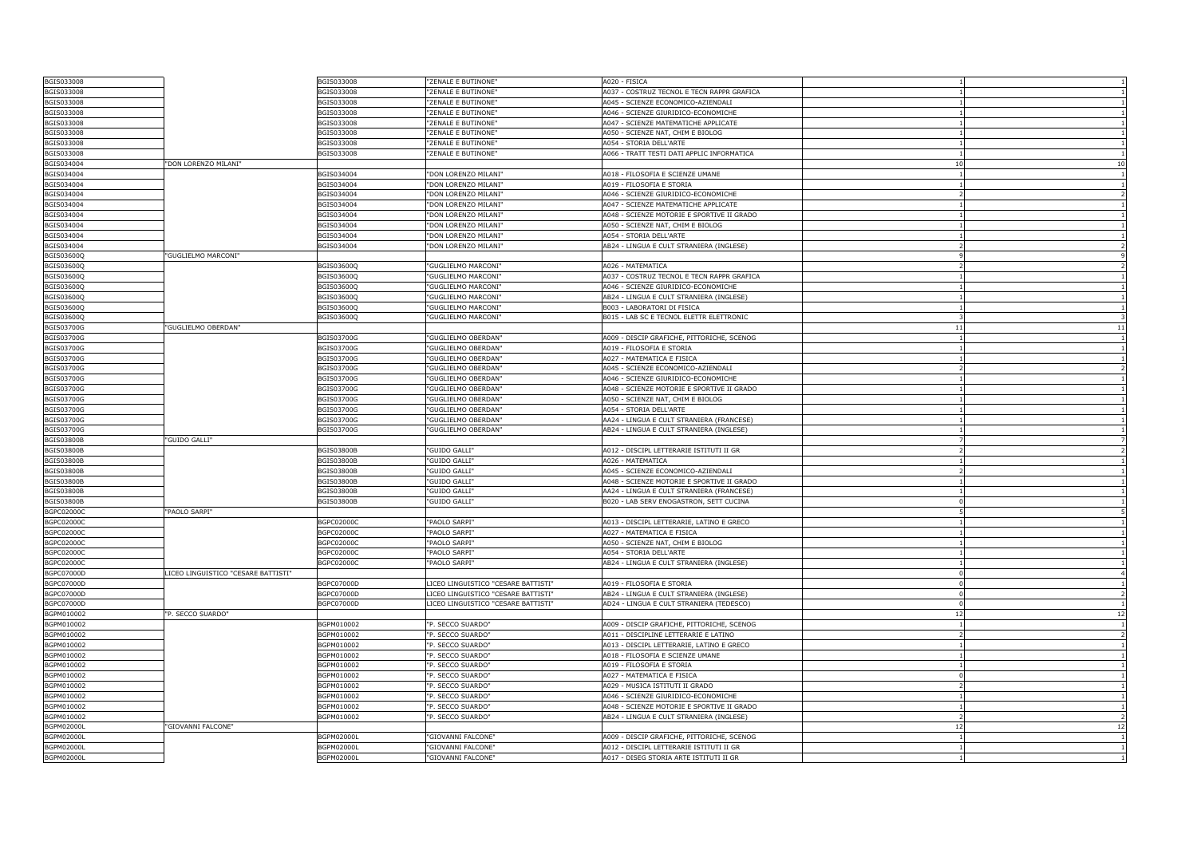| | | | | | | |
|---|---|---|---|---|---|---|
| BGIS033008 | | BGIS033008 | "ZENALE E BUTINONE" | A020 - FISICA | 1 | 1 |
| BGIS033008 | | BGIS033008 | "ZENALE E BUTINONE" | A037 - COSTRUZ TECNOL E TECN RAPPR GRAFICA | 1 | 1 |
| BGIS033008 | | BGIS033008 | "ZENALE E BUTINONE" | A045 - SCIENZE ECONOMICO-AZIENDALI | 1 | 1 |
| BGIS033008 | | BGIS033008 | "ZENALE E BUTINONE" | A046 - SCIENZE GIURIDICO-ECONOMICHE | 1 | 1 |
| BGIS033008 | | BGIS033008 | "ZENALE E BUTINONE" | A047 - SCIENZE MATEMATICHE APPLICATE | 1 | 1 |
| BGIS033008 | | BGIS033008 | "ZENALE E BUTINONE" | A050 - SCIENZE NAT, CHIM E BIOLOG | 1 | 1 |
| BGIS033008 | | BGIS033008 | "ZENALE E BUTINONE" | A054 - STORIA DELL'ARTE | 1 | 1 |
| BGIS033008 | | BGIS033008 | "ZENALE E BUTINONE" | A066 - TRATT TESTI DATI APPLIC INFORMATICA | 1 | 1 |
| BGIS034004 | "DON LORENZO MILANI" | | | | 10 | 10 |
| BGIS034004 | | BGIS034004 | "DON LORENZO MILANI" | A018 - FILOSOFIA E SCIENZE UMANE | 1 | 1 |
| BGIS034004 | | BGIS034004 | "DON LORENZO MILANI" | A019 - FILOSOFIA E STORIA | 1 | 1 |
| BGIS034004 | | BGIS034004 | "DON LORENZO MILANI" | A046 - SCIENZE GIURIDICO-ECONOMICHE | 2 | 2 |
| BGIS034004 | | BGIS034004 | "DON LORENZO MILANI" | A047 - SCIENZE MATEMATICHE APPLICATE | 1 | 1 |
| BGIS034004 | | BGIS034004 | "DON LORENZO MILANI" | A048 - SCIENZE MOTORIE E SPORTIVE II GRADO | 1 | 1 |
| BGIS034004 | | BGIS034004 | "DON LORENZO MILANI" | A050 - SCIENZE NAT, CHIM E BIOLOG | 1 | 1 |
| BGIS034004 | | BGIS034004 | "DON LORENZO MILANI" | A054 - STORIA DELL'ARTE | 1 | 1 |
| BGIS034004 | | BGIS034004 | "DON LORENZO MILANI" | AB24 - LINGUA E CULT STRANIERA (INGLESE) | 2 | 2 |
| BGIS03600Q | "GUGLIELMO MARCONI" | | | | 9 | 9 |
| BGIS03600Q | | BGIS03600Q | "GUGLIELMO MARCONI" | A026 - MATEMATICA | 2 | 2 |
| BGIS03600Q | | BGIS03600Q | "GUGLIELMO MARCONI" | A037 - COSTRUZ TECNOL E TECN RAPPR GRAFICA | 1 | 1 |
| BGIS03600Q | | BGIS03600Q | "GUGLIELMO MARCONI" | A046 - SCIENZE GIURIDICO-ECONOMICHE | 1 | 1 |
| BGIS03600Q | | BGIS03600Q | "GUGLIELMO MARCONI" | AB24 - LINGUA E CULT STRANIERA (INGLESE) | 1 | 1 |
| BGIS03600Q | | BGIS03600Q | "GUGLIELMO MARCONI" | B003 - LABORATORI DI FISICA | 1 | 1 |
| BGIS03600Q | | BGIS03600Q | "GUGLIELMO MARCONI" | B015 - LAB SC E TECNOL ELETTR ELETTRONIC | 3 | 3 |
| BGIS03700G | "GUGLIELMO OBERDAN" | | | | 11 | 11 |
| BGIS03700G | | BGIS03700G | "GUGLIELMO OBERDAN" | A009 - DISCIP GRAFICHE, PITTORICHE, SCENOG | 1 | 1 |
| BGIS03700G | | BGIS03700G | "GUGLIELMO OBERDAN" | A019 - FILOSOFIA E STORIA | 1 | 1 |
| BGIS03700G | | BGIS03700G | "GUGLIELMO OBERDAN" | A027 - MATEMATICA E FISICA | 1 | 1 |
| BGIS03700G | | BGIS03700G | "GUGLIELMO OBERDAN" | A045 - SCIENZE ECONOMICO-AZIENDALI | 2 | 2 |
| BGIS03700G | | BGIS03700G | "GUGLIELMO OBERDAN" | A046 - SCIENZE GIURIDICO-ECONOMICHE | 1 | 1 |
| BGIS03700G | | BGIS03700G | "GUGLIELMO OBERDAN" | A048 - SCIENZE MOTORIE E SPORTIVE II GRADO | 1 | 1 |
| BGIS03700G | | BGIS03700G | "GUGLIELMO OBERDAN" | A050 - SCIENZE NAT, CHIM E BIOLOG | 1 | 1 |
| BGIS03700G | | BGIS03700G | "GUGLIELMO OBERDAN" | A054 - STORIA DELL'ARTE | 1 | 1 |
| BGIS03700G | | BGIS03700G | "GUGLIELMO OBERDAN" | AA24 - LINGUA E CULT STRANIERA (FRANCESE) | 1 | 1 |
| BGIS03700G | | BGIS03700G | "GUGLIELMO OBERDAN" | AB24 - LINGUA E CULT STRANIERA (INGLESE) | 1 | 1 |
| BGIS03800B | "GUIDO GALLI" | | | | 7 | 7 |
| BGIS03800B | | BGIS03800B | "GUIDO GALLI" | A012 - DISCIPL LETTERARIE ISTITUTI II GR | 2 | 2 |
| BGIS03800B | | BGIS03800B | "GUIDO GALLI" | A026 - MATEMATICA | 1 | 1 |
| BGIS03800B | | BGIS03800B | "GUIDO GALLI" | A045 - SCIENZE ECONOMICO-AZIENDALI | 2 | 1 |
| BGIS03800B | | BGIS03800B | "GUIDO GALLI" | A048 - SCIENZE MOTORIE E SPORTIVE II GRADO | 1 | 1 |
| BGIS03800B | | BGIS03800B | "GUIDO GALLI" | AA24 - LINGUA E CULT STRANIERA (FRANCESE) | 1 | 1 |
| BGIS03800B | | BGIS03800B | "GUIDO GALLI" | B020 - LAB SERV ENOGASTRON, SETT CUCINA | 0 | 1 |
| BGPC02000C | "PAOLO SARPI" | | | | 5 | 5 |
| BGPC02000C | | BGPC02000C | "PAOLO SARPI" | A013 - DISCIPL LETTERARIE, LATINO E GRECO | 1 | 1 |
| BGPC02000C | | BGPC02000C | "PAOLO SARPI" | A027 - MATEMATICA E FISICA | 1 | 1 |
| BGPC02000C | | BGPC02000C | "PAOLO SARPI" | A050 - SCIENZE NAT, CHIM E BIOLOG | 1 | 1 |
| BGPC02000C | | BGPC02000C | "PAOLO SARPI" | A054 - STORIA DELL'ARTE | 1 | 1 |
| BGPC02000C | | BGPC02000C | "PAOLO SARPI" | AB24 - LINGUA E CULT STRANIERA (INGLESE) | 1 | 1 |
| BGPC07000D | LICEO LINGUISTICO "CESARE BATTISTI" | | | | 0 | 4 |
| BGPC07000D | | BGPC07000D | LICEO LINGUISTICO "CESARE BATTISTI" | A019 - FILOSOFIA E STORIA | 0 | 1 |
| BGPC07000D | | BGPC07000D | LICEO LINGUISTICO "CESARE BATTISTI" | AB24 - LINGUA E CULT STRANIERA (INGLESE) | 0 | 2 |
| BGPC07000D | | BGPC07000D | LICEO LINGUISTICO "CESARE BATTISTI" | AD24 - LINGUA E CULT STRANIERA (TEDESCO) | 0 | 1 |
| BGPM010002 | "P. SECCO SUARDO" | | | | 12 | 12 |
| BGPM010002 | | BGPM010002 | "P. SECCO SUARDO" | A009 - DISCIP GRAFICHE, PITTORICHE, SCENOG | 1 | 1 |
| BGPM010002 | | BGPM010002 | "P. SECCO SUARDO" | A011 - DISCIPLINE LETTERARIE E LATINO | 2 | 2 |
| BGPM010002 | | BGPM010002 | "P. SECCO SUARDO" | A013 - DISCIPL LETTERARIE, LATINO E GRECO | 1 | 1 |
| BGPM010002 | | BGPM010002 | "P. SECCO SUARDO" | A018 - FILOSOFIA E SCIENZE UMANE | 1 | 1 |
| BGPM010002 | | BGPM010002 | "P. SECCO SUARDO" | A019 - FILOSOFIA E STORIA | 1 | 1 |
| BGPM010002 | | BGPM010002 | "P. SECCO SUARDO" | A027 - MATEMATICA E FISICA | 0 | 1 |
| BGPM010002 | | BGPM010002 | "P. SECCO SUARDO" | A029 - MUSICA ISTITUTI II GRADO | 2 | 1 |
| BGPM010002 | | BGPM010002 | "P. SECCO SUARDO" | A046 - SCIENZE GIURIDICO-ECONOMICHE | 1 | 1 |
| BGPM010002 | | BGPM010002 | "P. SECCO SUARDO" | A048 - SCIENZE MOTORIE E SPORTIVE II GRADO | 1 | 1 |
| BGPM010002 | | BGPM010002 | "P. SECCO SUARDO" | AB24 - LINGUA E CULT STRANIERA (INGLESE) | 2 | 2 |
| BGPM02000L | "GIOVANNI FALCONE" | | | | 12 | 12 |
| BGPM02000L | | BGPM02000L | "GIOVANNI FALCONE" | A009 - DISCIP GRAFICHE, PITTORICHE, SCENOG | 1 | 1 |
| BGPM02000L | | BGPM02000L | "GIOVANNI FALCONE" | A012 - DISCIPL LETTERARIE ISTITUTI II GR | 1 | 1 |
| BGPM02000L | | BGPM02000L | "GIOVANNI FALCONE" | A017 - DISEG STORIA ARTE ISTITUTI II GR | 1 | 1 |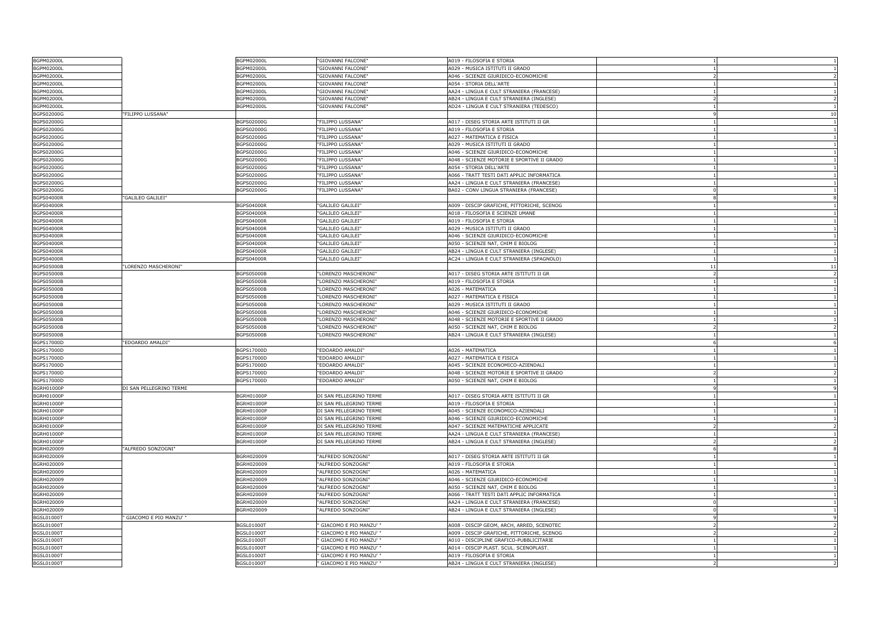| | | | | | | |
|---|---|---|---|---|---|---|
| BGPM02000L | | BGPM02000L | "GIOVANNI FALCONE" | A019 - FILOSOFIA E STORIA | 1 | 1 |
| BGPM02000L | | BGPM02000L | "GIOVANNI FALCONE" | A029 - MUSICA ISTITUTI II GRADO | 1 | 1 |
| BGPM02000L | | BGPM02000L | "GIOVANNI FALCONE" | A046 - SCIENZE GIURIDICO-ECONOMICHE | 2 | 2 |
| BGPM02000L | | BGPM02000L | "GIOVANNI FALCONE" | A054 - STORIA DELL'ARTE | 1 | 1 |
| BGPM02000L | | BGPM02000L | "GIOVANNI FALCONE" | AA24 - LINGUA E CULT STRANIERA (FRANCESE) | 1 | 1 |
| BGPM02000L | | BGPM02000L | "GIOVANNI FALCONE" | AB24 - LINGUA E CULT STRANIERA (INGLESE) | 2 | 2 |
| BGPM02000L | | BGPM02000L | "GIOVANNI FALCONE" | AD24 - LINGUA E CULT STRANIERA (TEDESCO) | 1 | 1 |
| BGPS02000G | "FILIPPO LUSSANA" | | | | 9 | 10 |
| BGPS02000G | | BGPS02000G | "FILIPPO LUSSANA" | A017 - DISEG STORIA ARTE ISTITUTI II GR | 1 | 1 |
| BGPS02000G | | BGPS02000G | "FILIPPO LUSSANA" | A019 - FILOSOFIA E STORIA | 1 | 1 |
| BGPS02000G | | BGPS02000G | "FILIPPO LUSSANA" | A027 - MATEMATICA E FISICA | 1 | 1 |
| BGPS02000G | | BGPS02000G | "FILIPPO LUSSANA" | A029 - MUSICA ISTITUTI II GRADO | 1 | 1 |
| BGPS02000G | | BGPS02000G | "FILIPPO LUSSANA" | A046 - SCIENZE GIURIDICO-ECONOMICHE | 1 | 1 |
| BGPS02000G | | BGPS02000G | "FILIPPO LUSSANA" | A048 - SCIENZE MOTORIE E SPORTIVE II GRADO | 1 | 1 |
| BGPS02000G | | BGPS02000G | "FILIPPO LUSSANA" | A054 - STORIA DELL'ARTE | 1 | 1 |
| BGPS02000G | | BGPS02000G | "FILIPPO LUSSANA" | A066 - TRATT TESTI DATI APPLIC INFORMATICA | 1 | 1 |
| BGPS02000G | | BGPS02000G | "FILIPPO LUSSANA" | AA24 - LINGUA E CULT STRANIERA (FRANCESE) | 1 | 1 |
| BGPS02000G | | BGPS02000G | "FILIPPO LUSSANA" | BA02 - CONV LINGUA STRANIERA (FRANCESE) | 0 | 1 |
| BGPS04000R | "GALILEO GALILEI" | | | | 8 | 8 |
| BGPS04000R | | BGPS04000R | "GALILEO GALILEI" | A009 - DISCIP GRAFICHE, PITTORICHE, SCENOG | 1 | 1 |
| BGPS04000R | | BGPS04000R | "GALILEO GALILEI" | A018 - FILOSOFIA E SCIENZE UMANE | 1 | 1 |
| BGPS04000R | | BGPS04000R | "GALILEO GALILEI" | A019 - FILOSOFIA E STORIA | 1 | 1 |
| BGPS04000R | | BGPS04000R | "GALILEO GALILEI" | A029 - MUSICA ISTITUTI II GRADO | 1 | 1 |
| BGPS04000R | | BGPS04000R | "GALILEO GALILEI" | A046 - SCIENZE GIURIDICO-ECONOMICHE | 1 | 1 |
| BGPS04000R | | BGPS04000R | "GALILEO GALILEI" | A050 - SCIENZE NAT, CHIM E BIOLOG | 1 | 1 |
| BGPS04000R | | BGPS04000R | "GALILEO GALILEI" | AB24 - LINGUA E CULT STRANIERA (INGLESE) | 1 | 1 |
| BGPS04000R | | BGPS04000R | "GALILEO GALILEI" | AC24 - LINGUA E CULT STRANIERA (SPAGNOLO) | 1 | 1 |
| BGPS05000B | "LORENZO MASCHERONI" | | | | 11 | 11 |
| BGPS05000B | | BGPS05000B | "LORENZO MASCHERONI" | A017 - DISEG STORIA ARTE ISTITUTI II GR | 2 | 2 |
| BGPS05000B | | BGPS05000B | "LORENZO MASCHERONI" | A019 - FILOSOFIA E STORIA | 1 | 1 |
| BGPS05000B | | BGPS05000B | "LORENZO MASCHERONI" | A026 - MATEMATICA | 1 | 1 |
| BGPS05000B | | BGPS05000B | "LORENZO MASCHERONI" | A027 - MATEMATICA E FISICA | 1 | 1 |
| BGPS05000B | | BGPS05000B | "LORENZO MASCHERONI" | A029 - MUSICA ISTITUTI II GRADO | 1 | 1 |
| BGPS05000B | | BGPS05000B | "LORENZO MASCHERONI" | A046 - SCIENZE GIURIDICO-ECONOMICHE | 1 | 1 |
| BGPS05000B | | BGPS05000B | "LORENZO MASCHERONI" | A048 - SCIENZE MOTORIE E SPORTIVE II GRADO | 1 | 1 |
| BGPS05000B | | BGPS05000B | "LORENZO MASCHERONI" | A050 - SCIENZE NAT, CHIM E BIOLOG | 2 | 2 |
| BGPS05000B | | BGPS05000B | "LORENZO MASCHERONI" | AB24 - LINGUA E CULT STRANIERA (INGLESE) | 1 | 1 |
| BGPS17000D | "EDOARDO AMALDI" | | | | 6 | 6 |
| BGPS17000D | | BGPS17000D | "EDOARDO AMALDI" | A026 - MATEMATICA | 1 | 1 |
| BGPS17000D | | BGPS17000D | "EDOARDO AMALDI" | A027 - MATEMATICA E FISICA | 1 | 1 |
| BGPS17000D | | BGPS17000D | "EDOARDO AMALDI" | A045 - SCIENZE ECONOMICO-AZIENDALI | 1 | 1 |
| BGPS17000D | | BGPS17000D | "EDOARDO AMALDI" | A048 - SCIENZE MOTORIE E SPORTIVE II GRADO | 2 | 2 |
| BGPS17000D | | BGPS17000D | "EDOARDO AMALDI" | A050 - SCIENZE NAT, CHIM E BIOLOG | 1 | 1 |
| BGRH01000P | DI SAN PELLEGRINO TERME | | | | 9 | 9 |
| BGRH01000P | | BGRH01000P | DI SAN PELLEGRINO TERME | A017 - DISEG STORIA ARTE ISTITUTI II GR | 1 | 1 |
| BGRH01000P | | BGRH01000P | DI SAN PELLEGRINO TERME | A019 - FILOSOFIA E STORIA | 1 | 1 |
| BGRH01000P | | BGRH01000P | DI SAN PELLEGRINO TERME | A045 - SCIENZE ECONOMICO-AZIENDALI | 1 | 1 |
| BGRH01000P | | BGRH01000P | DI SAN PELLEGRINO TERME | A046 - SCIENZE GIURIDICO-ECONOMICHE | 1 | 1 |
| BGRH01000P | | BGRH01000P | DI SAN PELLEGRINO TERME | A047 - SCIENZE MATEMATICHE APPLICATE | 2 | 2 |
| BGRH01000P | | BGRH01000P | DI SAN PELLEGRINO TERME | AA24 - LINGUA E CULT STRANIERA (FRANCESE) | 1 | 1 |
| BGRH01000P | | BGRH01000P | DI SAN PELLEGRINO TERME | AB24 - LINGUA E CULT STRANIERA (INGLESE) | 2 | 2 |
| BGRH020009 | "ALFREDO SONZOGNI" | | | | 6 | 8 |
| BGRH020009 | | BGRH020009 | "ALFREDO SONZOGNI" | A017 - DISEG STORIA ARTE ISTITUTI II GR | 1 | 1 |
| BGRH020009 | | BGRH020009 | "ALFREDO SONZOGNI" | A019 - FILOSOFIA E STORIA | 1 | 1 |
| BGRH020009 | | BGRH020009 | "ALFREDO SONZOGNI" | A026 - MATEMATICA | 1 | 1 |
| BGRH020009 | | BGRH020009 | "ALFREDO SONZOGNI" | A046 - SCIENZE GIURIDICO-ECONOMICHE | 1 | 1 |
| BGRH020009 | | BGRH020009 | "ALFREDO SONZOGNI" | A050 - SCIENZE NAT, CHIM E BIOLOG | 1 | 1 |
| BGRH020009 | | BGRH020009 | "ALFREDO SONZOGNI" | A066 - TRATT TESTI DATI APPLIC INFORMATICA | 1 | 1 |
| BGRH020009 | | BGRH020009 | "ALFREDO SONZOGNI" | AA24 - LINGUA E CULT STRANIERA (FRANCESE) | 0 | 1 |
| BGRH020009 | | BGRH020009 | "ALFREDO SONZOGNI" | AB24 - LINGUA E CULT STRANIERA (INGLESE) | 0 | 1 |
| BGSL01000T | " GIACOMO E PIO MANZU' " | | | | 9 | 9 |
| BGSL01000T | | BGSL01000T | " GIACOMO E PIO MANZU' " | A008 - DISCIP GEOM, ARCH, ARRED, SCENOTEC | 2 | 2 |
| BGSL01000T | | BGSL01000T | " GIACOMO E PIO MANZU' " | A009 - DISCIP GRAFICHE, PITTORICHE, SCENOG | 2 | 2 |
| BGSL01000T | | BGSL01000T | " GIACOMO E PIO MANZU' " | A010 - DISCIPLINE GRAFICO-PUBBLICITARIE | 1 | 1 |
| BGSL01000T | | BGSL01000T | " GIACOMO E PIO MANZU' " | A014 - DISCIP PLAST. SCUL. SCENOPLAST. | 1 | 1 |
| BGSL01000T | | BGSL01000T | " GIACOMO E PIO MANZU' " | A019 - FILOSOFIA E STORIA | 1 | 1 |
| BGSL01000T | | BGSL01000T | " GIACOMO E PIO MANZU' " | AB24 - LINGUA E CULT STRANIERA (INGLESE) | 2 | 2 |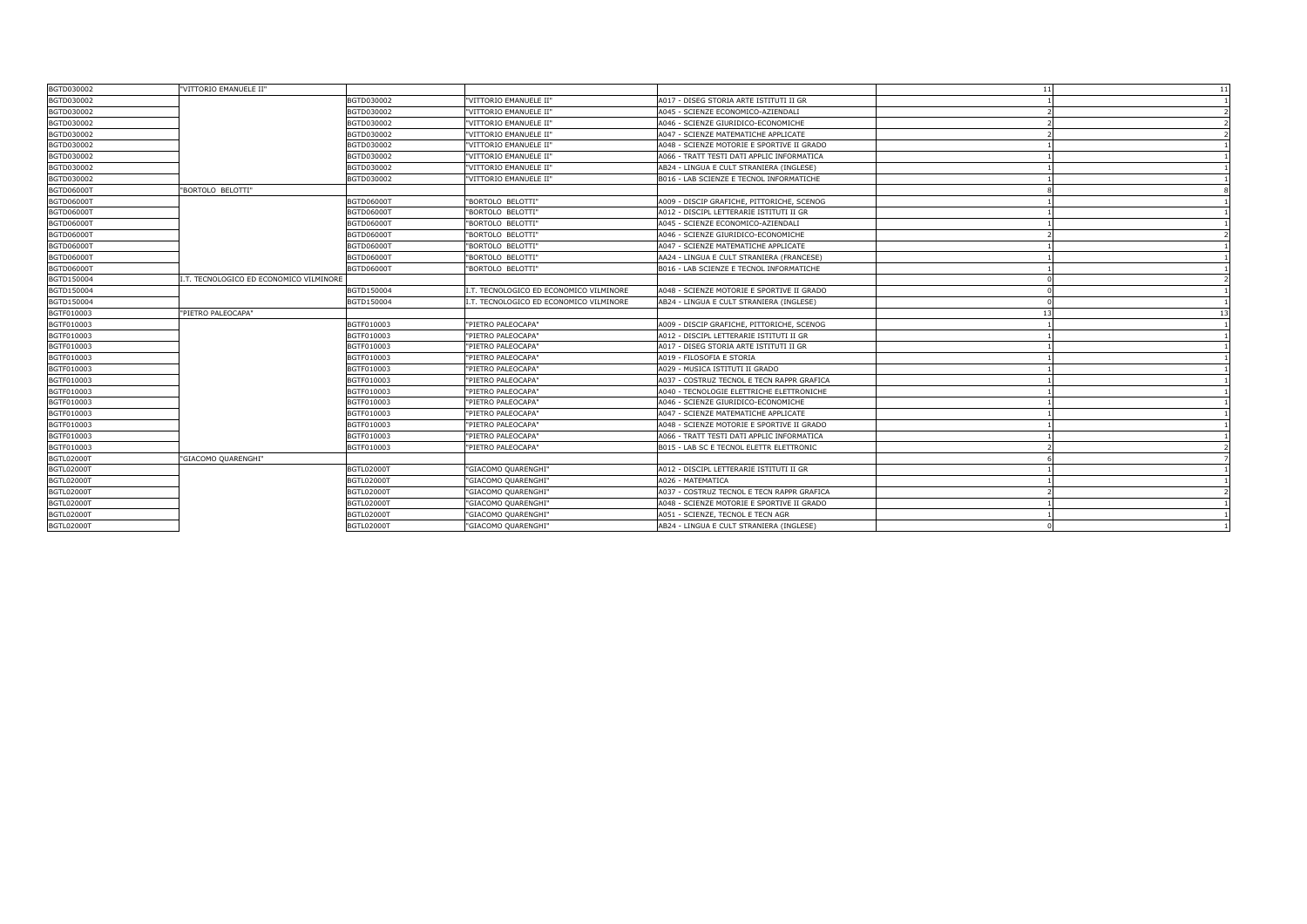| | | | | | | |
|---|---|---|---|---|---|---|
| BGTD030002 | "VITTORIO EMANUELE II" | | | | 11 | 11 |
| BGTD030002 | | BGTD030002 | "VITTORIO EMANUELE II" | A017 - DISEG STORIA ARTE ISTITUTI II GR | 1 | 1 |
| BGTD030002 | | BGTD030002 | "VITTORIO EMANUELE II" | A045 - SCIENZE ECONOMICO-AZIENDALI | 2 | 2 |
| BGTD030002 | | BGTD030002 | "VITTORIO EMANUELE II" | A046 - SCIENZE GIURIDICO-ECONOMICHE | 2 | 2 |
| BGTD030002 | | BGTD030002 | "VITTORIO EMANUELE II" | A047 - SCIENZE MATEMATICHE APPLICATE | 2 | 2 |
| BGTD030002 | | BGTD030002 | "VITTORIO EMANUELE II" | A048 - SCIENZE MOTORIE E SPORTIVE II GRADO | 1 | 1 |
| BGTD030002 | | BGTD030002 | "VITTORIO EMANUELE II" | A066 - TRATT TESTI DATI APPLIC INFORMATICA | 1 | 1 |
| BGTD030002 | | BGTD030002 | "VITTORIO EMANUELE II" | AB24 - LINGUA E CULT STRANIERA (INGLESE) | 1 | 1 |
| BGTD030002 | | BGTD030002 | "VITTORIO EMANUELE II" | B016 - LAB SCIENZE E TECNOL INFORMATICHE | 1 | 1 |
| BGTD06000T | "BORTOLO BELOTTI" | | | | 8 | 8 |
| BGTD06000T | | BGTD06000T | "BORTOLO BELOTTI" | A009 - DISCIP GRAFICHE, PITTORICHE, SCENOG | 1 | 1 |
| BGTD06000T | | BGTD06000T | "BORTOLO BELOTTI" | A012 - DISCIPL LETTERARIE ISTITUTI II GR | 1 | 1 |
| BGTD06000T | | BGTD06000T | "BORTOLO BELOTTI" | A045 - SCIENZE ECONOMICO-AZIENDALI | 1 | 1 |
| BGTD06000T | | BGTD06000T | "BORTOLO BELOTTI" | A046 - SCIENZE GIURIDICO-ECONOMICHE | 2 | 2 |
| BGTD06000T | | BGTD06000T | "BORTOLO BELOTTI" | A047 - SCIENZE MATEMATICHE APPLICATE | 1 | 1 |
| BGTD06000T | | BGTD06000T | "BORTOLO BELOTTI" | AA24 - LINGUA E CULT STRANIERA (FRANCESE) | 1 | 1 |
| BGTD06000T | | BGTD06000T | "BORTOLO BELOTTI" | B016 - LAB SCIENZE E TECNOL INFORMATICHE | 1 | 1 |
| BGTD150004 | I.T. TECNOLOGICO ED ECONOMICO VILMINORE | | | | 0 | 2 |
| BGTD150004 | | BGTD150004 | I.T. TECNOLOGICO ED ECONOMICO VILMINORE | A048 - SCIENZE MOTORIE E SPORTIVE II GRADO | 0 | 1 |
| BGTD150004 | | BGTD150004 | I.T. TECNOLOGICO ED ECONOMICO VILMINORE | AB24 - LINGUA E CULT STRANIERA (INGLESE) | 0 | 1 |
| BGTF010003 | "PIETRO PALEOCAPA" | | | | 13 | 13 |
| BGTF010003 | | BGTF010003 | "PIETRO PALEOCAPA" | A009 - DISCIP GRAFICHE, PITTORICHE, SCENOG | 1 | 1 |
| BGTF010003 | | BGTF010003 | "PIETRO PALEOCAPA" | A012 - DISCIPL LETTERARIE ISTITUTI II GR | 1 | 1 |
| BGTF010003 | | BGTF010003 | "PIETRO PALEOCAPA" | A017 - DISEG STORIA ARTE ISTITUTI II GR | 1 | 1 |
| BGTF010003 | | BGTF010003 | "PIETRO PALEOCAPA" | A019 - FILOSOFIA E STORIA | 1 | 1 |
| BGTF010003 | | BGTF010003 | "PIETRO PALEOCAPA" | A029 - MUSICA ISTITUTI II GRADO | 1 | 1 |
| BGTF010003 | | BGTF010003 | "PIETRO PALEOCAPA" | A037 - COSTRUZ TECNOL E TECN RAPPR GRAFICA | 1 | 1 |
| BGTF010003 | | BGTF010003 | "PIETRO PALEOCAPA" | A040 - TECNOLOGIE ELETTRICHE ELETTRONICHE | 1 | 1 |
| BGTF010003 | | BGTF010003 | "PIETRO PALEOCAPA" | A046 - SCIENZE GIURIDICO-ECONOMICHE | 1 | 1 |
| BGTF010003 | | BGTF010003 | "PIETRO PALEOCAPA" | A047 - SCIENZE MATEMATICHE APPLICATE | 1 | 1 |
| BGTF010003 | | BGTF010003 | "PIETRO PALEOCAPA" | A048 - SCIENZE MOTORIE E SPORTIVE II GRADO | 1 | 1 |
| BGTF010003 | | BGTF010003 | "PIETRO PALEOCAPA" | A066 - TRATT TESTI DATI APPLIC INFORMATICA | 1 | 1 |
| BGTF010003 | | BGTF010003 | "PIETRO PALEOCAPA" | B015 - LAB SC E TECNOL ELETTR ELETTRONIC | 2 | 2 |
| BGTL02000T | "GIACOMO QUARENGHI" | | | | 6 | 7 |
| BGTL02000T | | BGTL02000T | "GIACOMO QUARENGHI" | A012 - DISCIPL LETTERARIE ISTITUTI II GR | 1 | 1 |
| BGTL02000T | | BGTL02000T | "GIACOMO QUARENGHI" | A026 - MATEMATICA | 1 | 1 |
| BGTL02000T | | BGTL02000T | "GIACOMO QUARENGHI" | A037 - COSTRUZ TECNOL E TECN RAPPR GRAFICA | 2 | 2 |
| BGTL02000T | | BGTL02000T | "GIACOMO QUARENGHI" | A048 - SCIENZE MOTORIE E SPORTIVE II GRADO | 1 | 1 |
| BGTL02000T | | BGTL02000T | "GIACOMO QUARENGHI" | A051 - SCIENZE, TECNOL E TECN AGR | 1 | 1 |
| BGTL02000T | | BGTL02000T | "GIACOMO QUARENGHI" | AB24 - LINGUA E CULT STRANIERA (INGLESE) | 0 | 1 |